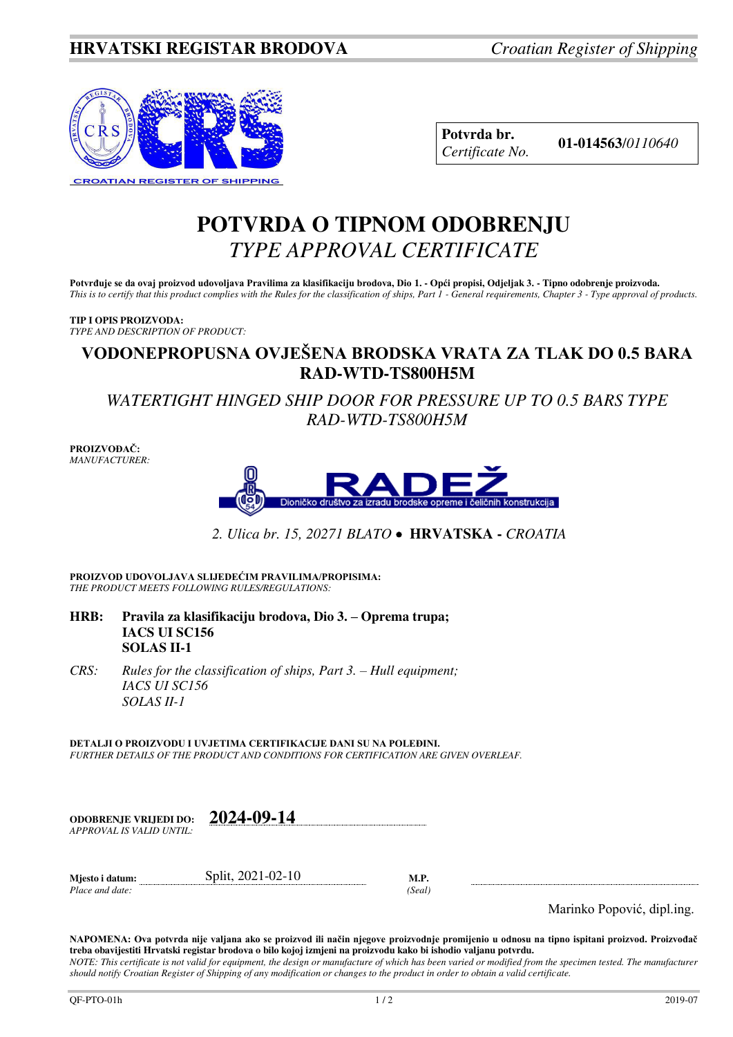**HRVATSKI REGISTAR BRODOVA** *Croatian Register of Shipping*

CROATIAN REGISTER OF SHIPPING

| **Potvrda br.** *Certificate No.* | **01-014563/***0110640* |
|---|---|

# POTVRDA O TIPNOM ODOBRENJU
# *TYPE APPROVAL CERTIFICATE*

**Potvrđuje se da ovaj proizvod udovoljava Pravilima za klasifikaciju brodova, Dio 1. - Opći propisi, Odjeljak 3. - Tipno odobrenje proizvoda.**
*This is to certify that this product complies with the Rules for the classification of ships, Part 1 - General requirements, Chapter 3 - Type approval of products.*

**TIP I OPIS PROIZVODA:**
*TYPE AND DESCRIPTION OF PRODUCT:*

## VODONEPROPUSNA OVJEŠENA BRODSKA VRATA ZA TLAK DO 0.5 BARA RAD-WTD-TS800H5M

*WATERTIGHT HINGED SHIP DOOR FOR PRESSURE UP TO 0.5 BARS TYPE RAD-WTD-TS800H5M*

**PROIZVOĐAČ:**
*MANUFACTURER:*

RADEŽ
Dioničko društvo za izradu brodske opreme i čeličnih konstrukcija

*2. Ulica br. 15, 20271 BLATO* • **HRVATSKA** - *CROATIA*

**PROIZVOD UDOVOLJAVA SLIJEDEĆIM PRAVILIMA/PROPISIMA:**
*THE PRODUCT MEETS FOLLOWING RULES/REGULATIONS:*

**HRB:** **Pravila za klasifikaciju brodova, Dio 3. – Oprema trupa;**
**IACS UI SC156**
**SOLAS II-1**

*CRS:* *Rules for the classification of ships, Part 3. – Hull equipment;*
*IACS UI SC156*
*SOLAS II-1*

**DETALJI O PROIZVODU I UVJETIMA CERTIFIKACIJE DANI SU NA POLEĐINI.**
*FURTHER DETAILS OF THE PRODUCT AND CONDITIONS FOR CERTIFICATION ARE GIVEN OVERLEAF.*

**ODOBRENJE VRIJEDI DO:** **2024-09-14**
*APPROVAL IS VALID UNTIL:*

**Mjesto i datum:** Split, 2021-02-10 **M.P.**
*Place and date:* *(Seal)*

Marinko Popović, dipl.ing.

**NAPOMENA: Ova potvrda nije valjana ako se proizvod ili način njegove proizvodnje promijenio u odnosu na tipno ispitani proizvod. Proizvođač treba obavijestiti Hrvatski registar brodova o bilo kojoj izmjeni na proizvodu kako bi ishodio valjanu potvrdu.**
*NOTE: This certificate is not valid for equipment, the design or manufacture of which has been varied or modified from the specimen tested. The manufacturer should notify Croatian Register of Shipping of any modification or changes to the product in order to obtain a valid certificate.*

QF-PTO-01h 2019-07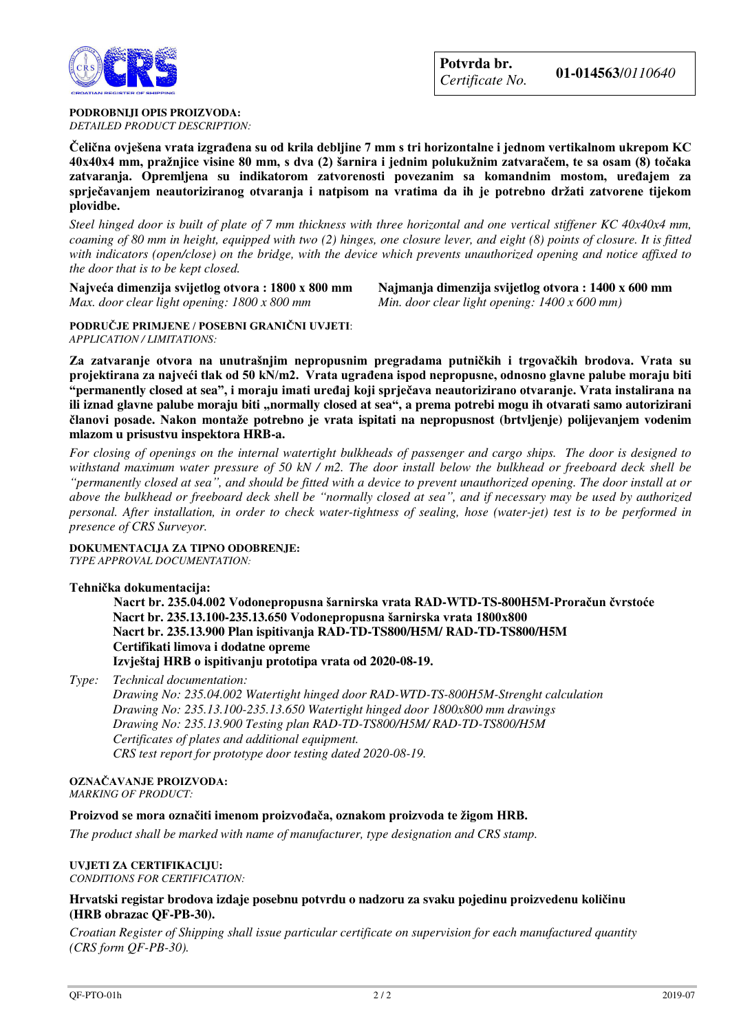**Potvrda br.** *Certificate No.* **01-014563/***0110640*

**PODROBNIJI OPIS PROIZVODA:**
*DETAILED PRODUCT DESCRIPTION:*

**Čelična ovješena vrata izgrađena su od krila debljine 7 mm s tri horizontalne i jednom vertikalnom ukrepom KC 40x40x4 mm, pražnjice visine 80 mm, s dva (2) šarnira i jednim polukužnim zatvaračem, te sa osam (8) točaka zatvaranja. Opremljena su indikatorom zatvorenosti povezanim sa komandnim mostom, uređajem za sprječavanjem neautoriziranog otvaranja i natpisom na vratima da ih je potrebno držati zatvorene tijekom plovidbe.**

*Steel hinged door is built of plate of 7 mm thickness with three horizontal and one vertical stiffener KC 40x40x4 mm, coaming of 80 mm in height, equipped with two (2) hinges, one closure lever, and eight (8) points of closure. It is fitted with indicators (open/close) on the bridge, with the device which prevents unauthorized opening and notice affixed to the door that is to be kept closed.*

**Najveća dimenzija svijetlog otvora : 1800 x 800 mm**
*Max. door clear light opening: 1800 x 800 mm*

**Najmanja dimenzija svijetlog otvora : 1400 x 600 mm**
*Min. door clear light opening: 1400 x 600 mm)*

**PODRUČJE PRIMJENE / POSEBNI GRANIČNI UVJETI**:
*APPLICATION / LIMITATIONS:*

**Za zatvaranje otvora na unutrašnjim nepropusnim pregradama putničkih i trgovačkih brodova. Vrata su projektirana za najveći tlak od 50 kN/m2. Vrata ugrađena ispod nepropusne, odnosno glavne palube moraju biti "permanently closed at sea", i moraju imati uređaj koji sprječava neautorizirano otvaranje. Vrata instalirana na ili iznad glavne palube moraju biti „normally closed at sea", a prema potrebi mogu ih otvarati samo autorizirani članovi posade. Nakon montaže potrebno je vrata ispitati na nepropusnost (brtvljenje) polijevanjem vodenim mlazom u prisustvu inspektora HRB-a.**

*For closing of openings on the internal watertight bulkheads of passenger and cargo ships. The door is designed to withstand maximum water pressure of 50 kN / m2. The door install below the bulkhead or freeboard deck shell be "permanently closed at sea", and should be fitted with a device to prevent unauthorized opening. The door install at or above the bulkhead or freeboard deck shell be "normally closed at sea", and if necessary may be used by authorized personal. After installation, in order to check water-tightness of sealing, hose (water-jet) test is to be performed in presence of CRS Surveyor.*

**DOKUMENTACIJA ZA TIPNO ODOBRENJE:**
*TYPE APPROVAL DOCUMENTATION:*

**Tehnička dokumentacija:**
**Nacrt br. 235.04.002 Vodonepropusna šarnirska vrata RAD-WTD-TS-800H5M-Proračun čvrstoće**
**Nacrt br. 235.13.100-235.13.650 Vodonepropusna šarnirska vrata 1800x800**
**Nacrt br. 235.13.900 Plan ispitivanja RAD-TD-TS800/H5M/ RAD-TD-TS800/H5M**
**Certifikati limova i dodatne opreme**
**Izvještaj HRB o ispitivanju prototipa vrata od 2020-08-19.**

*Type: Technical documentation:*
*Drawing No: 235.04.002 Watertight hinged door RAD-WTD-TS-800H5M-Strenght calculation*
*Drawing No: 235.13.100-235.13.650 Watertight hinged door 1800x800 mm drawings*
*Drawing No: 235.13.900 Testing plan RAD-TD-TS800/H5M/ RAD-TD-TS800/H5M*
*Certificates of plates and additional equipment.*
*CRS test report for prototype door testing dated 2020-08-19.*

**OZNAČAVANJE PROIZVODA:**
*MARKING OF PRODUCT:*

**Proizvod se mora označiti imenom proizvođača, oznakom proizvoda te žigom HRB.**

*The product shall be marked with name of manufacturer, type designation and CRS stamp.*

**UVJETI ZA CERTIFIKACIJU:**
*CONDITIONS FOR CERTIFICATION:*

**Hrvatski registar brodova izdaje posebnu potvrdu o nadzoru za svaku pojedinu proizvedenu količinu (HRB obrazac QF-PB-30).**

*Croatian Register of Shipping shall issue particular certificate on supervision for each manufactured quantity (CRS form QF-PB-30).*